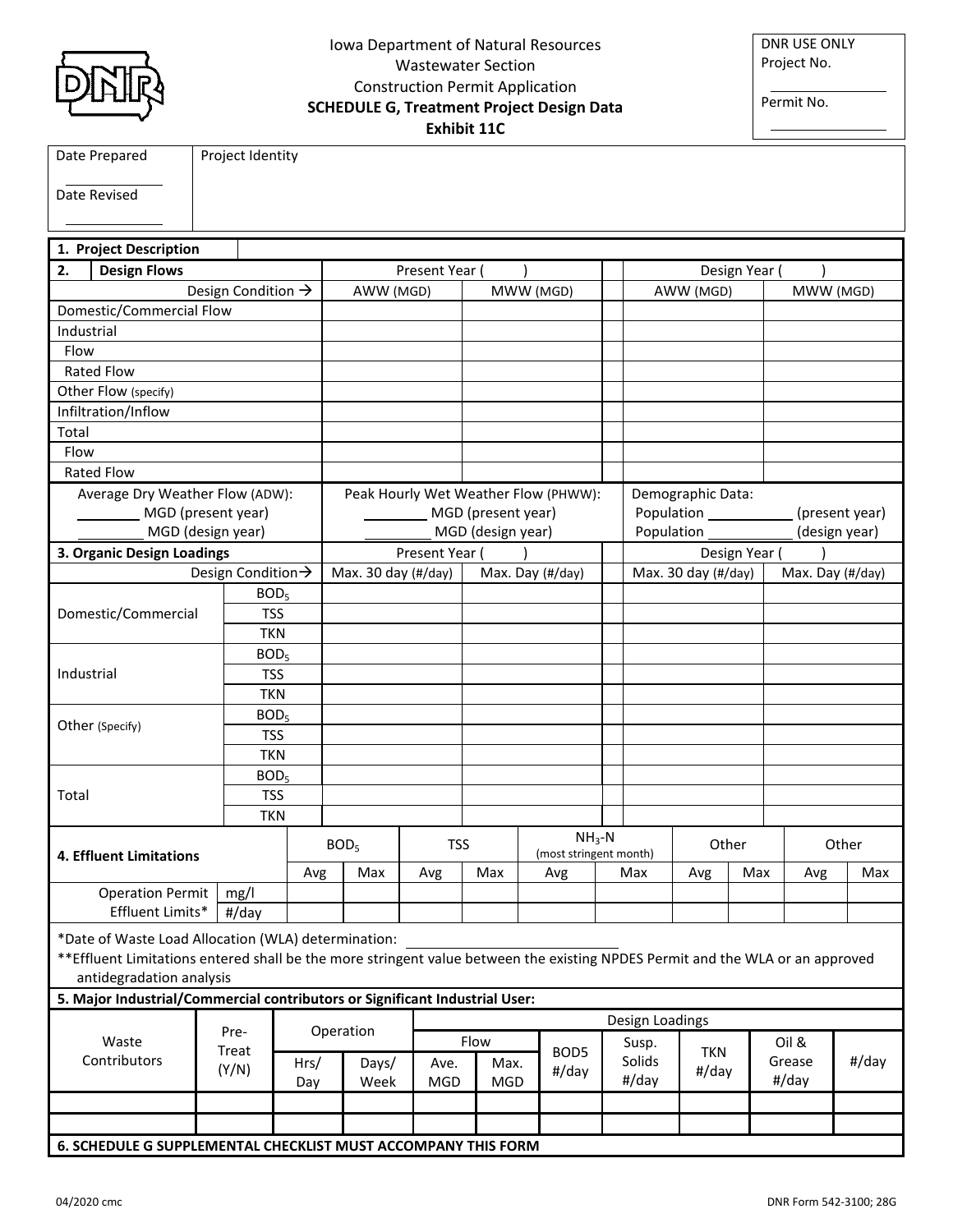Iowa Department of Natural Resources
Wastewater Section
Construction Permit Application
**SCHEDULE G, Treatment Project Design Data**
**Exhibit 11C**

| DNR USE ONLY |
|---|
| Project No. ______________ |
| Permit No. ______________ |

| Date Prepared ________ Date Revised ________ | Project Identity |
|---|---|

**1. Project Description**

**2. Design Flows**

| Design Condition → | Present Year ( ) AWW (MGD) | Present Year ( ) MWW (MGD) | | Design Year ( ) AWW (MGD) | Design Year ( ) MWW (MGD) |
|---|---|---|---|---|---|
| Domestic/Commercial Flow | | | | | |
| Industrial | | | | | |
| Flow | | | | | |
| Rated Flow | | | | | |
| Other Flow (specify) | | | | | |
| Infiltration/Inflow | | | | | |
| Total | | | | | |
| Flow | | | | | |
| Rated Flow | | | | | |

| Average Dry Weather Flow (ADW): | Peak Hourly Wet Weather Flow (PHWW): | Demographic Data: |
|---|---|---|
| ________ MGD (present year) | ________ MGD (present year) | Population ________ (present year) |
| ________ MGD (design year) | ________ MGD (design year) | Population ________ (design year) |

**3. Organic Design Loadings**

| | Design Condition→ | Present Year ( ) Max. 30 day (#/day) | Present Year ( ) Max. Day (#/day) | | Design Year ( ) Max. 30 day (#/day) | Design Year ( ) Max. Day (#/day) |
|---|---|---|---|---|---|---|
| Domestic/Commercial | $BOD_5$ | | | | | |
| | TSS | | | | | |
| | TKN | | | | | |
| Industrial | $BOD_5$ | | | | | |
| | TSS | | | | | |
| | TKN | | | | | |
| Other (Specify) | $BOD_5$ | | | | | |
| | TSS | | | | | |
| | TKN | | | | | |
| Total | $BOD_5$ | | | | | |
| | TSS | | | | | |
| | TKN | | | | | |

**4. Effluent Limitations**

| | | $BOD_5$ | | TSS | | $NH_3$-N (most stringent month) | | Other | | Other | |
|---|---|---|---|---|---|---|---|---|---|---|---|
| | | Avg | Max | Avg | Max | Avg | Max | Avg | Max | Avg | Max |
| Operation Permit Effluent Limits* | mg/l | | | | | | | | | | |
| | #/day | | | | | | | | | | |

*Date of Waste Load Allocation (WLA) determination: ______________________

**Effluent Limitations entered shall be the more stringent value between the existing NPDES Permit and the WLA or an approved antidegradation analysis

**5. Major Industrial/Commercial contributors or Significant Industrial User:**

| Waste Contributors | Pre-Treat (Y/N) | Operation Hrs/ Day | Operation Days/ Week | Design Loadings Flow Ave. MGD | Design Loadings Flow Max. MGD | BOD5 #/day | Susp. Solids #/day | TKN #/day | Oil & Grease #/day | #/day |
|---|---|---|---|---|---|---|---|---|---|---|
| | | | | | | | | | | |
| | | | | | | | | | | |

**6. SCHEDULE G SUPPLEMENTAL CHECKLIST MUST ACCOMPANY THIS FORM**

04/2020 cmc DNR Form 542-3100; 28G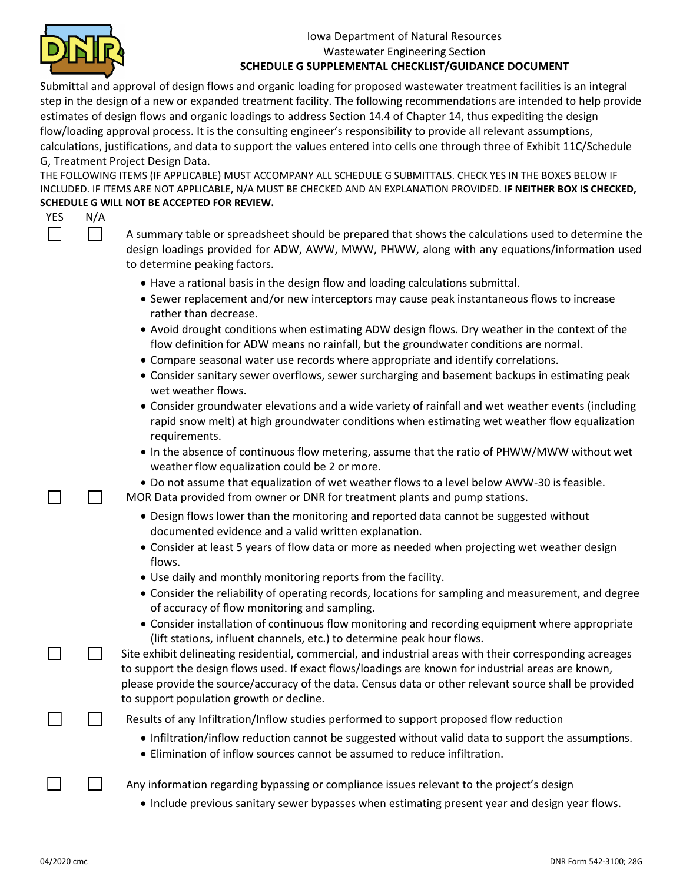Iowa Department of Natural Resources
Wastewater Engineering Section

## SCHEDULE G SUPPLEMENTAL CHECKLIST/GUIDANCE DOCUMENT

Submittal and approval of design flows and organic loading for proposed wastewater treatment facilities is an integral step in the design of a new or expanded treatment facility. The following recommendations are intended to help provide estimates of design flows and organic loadings to address Section 14.4 of Chapter 14, thus expediting the design flow/loading approval process. It is the consulting engineer's responsibility to provide all relevant assumptions, calculations, justifications, and data to support the values entered into cells one through three of Exhibit 11C/Schedule G, Treatment Project Design Data.

THE FOLLOWING ITEMS (IF APPLICABLE) MUST ACCOMPANY ALL SCHEDULE G SUBMITTALS. CHECK YES IN THE BOXES BELOW IF INCLUDED. IF ITEMS ARE NOT APPLICABLE, N/A MUST BE CHECKED AND AN EXPLANATION PROVIDED. **IF NEITHER BOX IS CHECKED, SCHEDULE G WILL NOT BE ACCEPTED FOR REVIEW.**

YES N/A

☐ ☐ A summary table or spreadsheet should be prepared that shows the calculations used to determine the design loadings provided for ADW, AWW, MWW, PHWW, along with any equations/information used to determine peaking factors.

- Have a rational basis in the design flow and loading calculations submittal.
- Sewer replacement and/or new interceptors may cause peak instantaneous flows to increase rather than decrease.
- Avoid drought conditions when estimating ADW design flows. Dry weather in the context of the flow definition for ADW means no rainfall, but the groundwater conditions are normal.
- Compare seasonal water use records where appropriate and identify correlations.
- Consider sanitary sewer overflows, sewer surcharging and basement backups in estimating peak wet weather flows.
- Consider groundwater elevations and a wide variety of rainfall and wet weather events (including rapid snow melt) at high groundwater conditions when estimating wet weather flow equalization requirements.
- In the absence of continuous flow metering, assume that the ratio of PHWW/MWW without wet weather flow equalization could be 2 or more.
- Do not assume that equalization of wet weather flows to a level below AWW-30 is feasible.

☐ ☐ MOR Data provided from owner or DNR for treatment plants and pump stations.

- Design flows lower than the monitoring and reported data cannot be suggested without documented evidence and a valid written explanation.
- Consider at least 5 years of flow data or more as needed when projecting wet weather design flows.
- Use daily and monthly monitoring reports from the facility.
- Consider the reliability of operating records, locations for sampling and measurement, and degree of accuracy of flow monitoring and sampling.
- Consider installation of continuous flow monitoring and recording equipment where appropriate (lift stations, influent channels, etc.) to determine peak hour flows.

☐ ☐ Site exhibit delineating residential, commercial, and industrial areas with their corresponding acreages to support the design flows used. If exact flows/loadings are known for industrial areas are known, please provide the source/accuracy of the data. Census data or other relevant source shall be provided to support population growth or decline.

☐ ☐ Results of any Infiltration/Inflow studies performed to support proposed flow reduction

- Infiltration/inflow reduction cannot be suggested without valid data to support the assumptions.
- Elimination of inflow sources cannot be assumed to reduce infiltration.

☐ ☐ Any information regarding bypassing or compliance issues relevant to the project's design

- Include previous sanitary sewer bypasses when estimating present year and design year flows.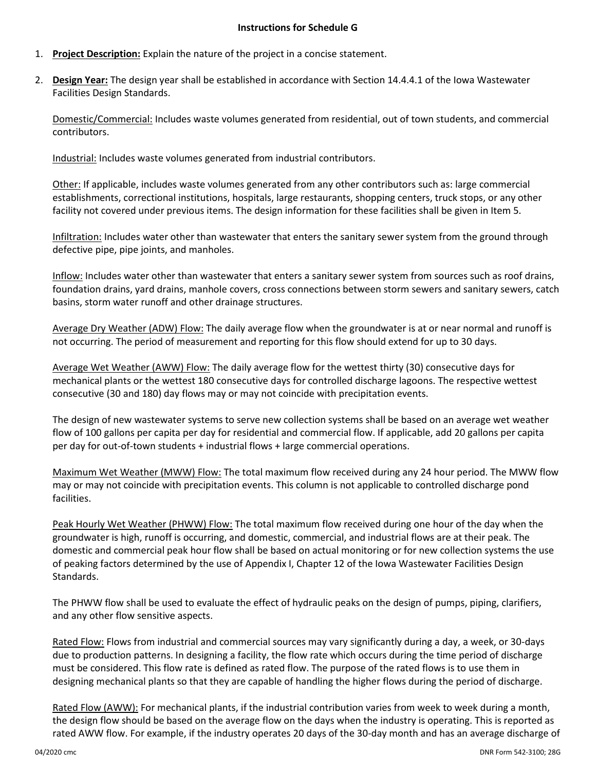### Instructions for Schedule G

1. **<u>Project Description:</u>** Explain the nature of the project in a concise statement.

2. **<u>Design Year:</u>** The design year shall be established in accordance with Section 14.4.4.1 of the Iowa Wastewater Facilities Design Standards.

   <u>Domestic/Commercial:</u> Includes waste volumes generated from residential, out of town students, and commercial contributors.

   <u>Industrial:</u> Includes waste volumes generated from industrial contributors.

   <u>Other:</u> If applicable, includes waste volumes generated from any other contributors such as: large commercial establishments, correctional institutions, hospitals, large restaurants, shopping centers, truck stops, or any other facility not covered under previous items. The design information for these facilities shall be given in Item 5.

   <u>Infiltration:</u> Includes water other than wastewater that enters the sanitary sewer system from the ground through defective pipe, pipe joints, and manholes.

   <u>Inflow:</u> Includes water other than wastewater that enters a sanitary sewer system from sources such as roof drains, foundation drains, yard drains, manhole covers, cross connections between storm sewers and sanitary sewers, catch basins, storm water runoff and other drainage structures.

   <u>Average Dry Weather (ADW) Flow:</u> The daily average flow when the groundwater is at or near normal and runoff is not occurring. The period of measurement and reporting for this flow should extend for up to 30 days.

   <u>Average Wet Weather (AWW) Flow:</u> The daily average flow for the wettest thirty (30) consecutive days for mechanical plants or the wettest 180 consecutive days for controlled discharge lagoons. The respective wettest consecutive (30 and 180) day flows may or may not coincide with precipitation events.

   The design of new wastewater systems to serve new collection systems shall be based on an average wet weather flow of 100 gallons per capita per day for residential and commercial flow. If applicable, add 20 gallons per capita per day for out-of-town students + industrial flows + large commercial operations.

   <u>Maximum Wet Weather (MWW) Flow:</u> The total maximum flow received during any 24 hour period. The MWW flow may or may not coincide with precipitation events. This column is not applicable to controlled discharge pond facilities.

   <u>Peak Hourly Wet Weather (PHWW) Flow:</u> The total maximum flow received during one hour of the day when the groundwater is high, runoff is occurring, and domestic, commercial, and industrial flows are at their peak. The domestic and commercial peak hour flow shall be based on actual monitoring or for new collection systems the use of peaking factors determined by the use of Appendix I, Chapter 12 of the Iowa Wastewater Facilities Design Standards.

   The PHWW flow shall be used to evaluate the effect of hydraulic peaks on the design of pumps, piping, clarifiers, and any other flow sensitive aspects.

   <u>Rated Flow:</u> Flows from industrial and commercial sources may vary significantly during a day, a week, or 30-days due to production patterns. In designing a facility, the flow rate which occurs during the time period of discharge must be considered. This flow rate is defined as rated flow. The purpose of the rated flows is to use them in designing mechanical plants so that they are capable of handling the higher flows during the period of discharge.

   <u>Rated Flow (AWW):</u> For mechanical plants, if the industrial contribution varies from week to week during a month, the design flow should be based on the average flow on the days when the industry is operating. This is reported as rated AWW flow. For example, if the industry operates 20 days of the 30-day month and has an average discharge of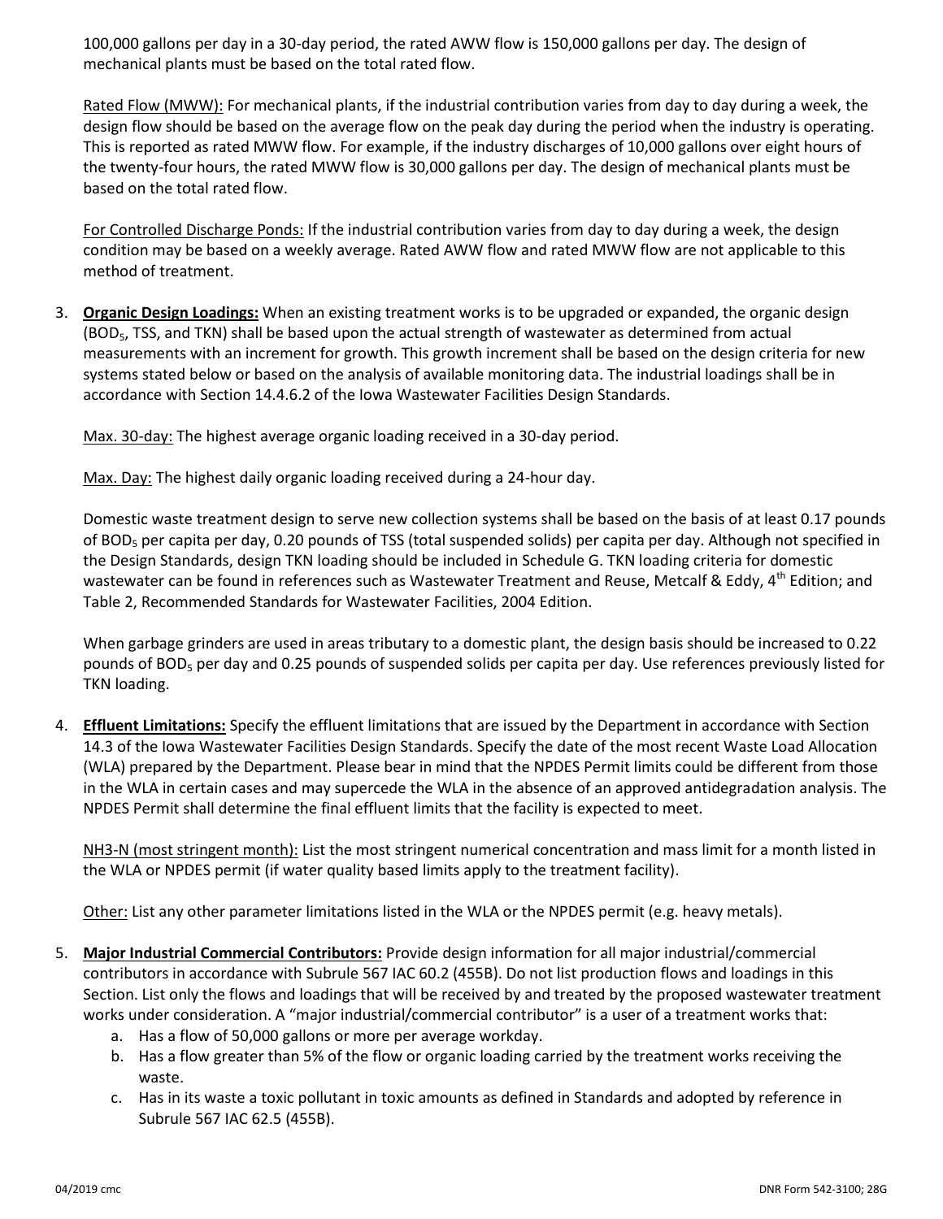100,000 gallons per day in a 30-day period, the rated AWW flow is 150,000 gallons per day. The design of mechanical plants must be based on the total rated flow.

Rated Flow (MWW): For mechanical plants, if the industrial contribution varies from day to day during a week, the design flow should be based on the average flow on the peak day during the period when the industry is operating. This is reported as rated MWW flow. For example, if the industry discharges of 10,000 gallons over eight hours of the twenty-four hours, the rated MWW flow is 30,000 gallons per day. The design of mechanical plants must be based on the total rated flow.

For Controlled Discharge Ponds: If the industrial contribution varies from day to day during a week, the design condition may be based on a weekly average. Rated AWW flow and rated MWW flow are not applicable to this method of treatment.

3. **Organic Design Loadings:** When an existing treatment works is to be upgraded or expanded, the organic design ($BOD_5$, TSS, and TKN) shall be based upon the actual strength of wastewater as determined from actual measurements with an increment for growth. This growth increment shall be based on the design criteria for new systems stated below or based on the analysis of available monitoring data. The industrial loadings shall be in accordance with Section 14.4.6.2 of the Iowa Wastewater Facilities Design Standards.

   Max. 30-day: The highest average organic loading received in a 30-day period.

   Max. Day: The highest daily organic loading received during a 24-hour day.

   Domestic waste treatment design to serve new collection systems shall be based on the basis of at least 0.17 pounds of $BOD_5$ per capita per day, 0.20 pounds of TSS (total suspended solids) per capita per day. Although not specified in the Design Standards, design TKN loading should be included in Schedule G. TKN loading criteria for domestic wastewater can be found in references such as Wastewater Treatment and Reuse, Metcalf & Eddy, 4th Edition; and Table 2, Recommended Standards for Wastewater Facilities, 2004 Edition.

   When garbage grinders are used in areas tributary to a domestic plant, the design basis should be increased to 0.22 pounds of $BOD_5$ per day and 0.25 pounds of suspended solids per capita per day. Use references previously listed for TKN loading.

4. **Effluent Limitations:** Specify the effluent limitations that are issued by the Department in accordance with Section 14.3 of the Iowa Wastewater Facilities Design Standards. Specify the date of the most recent Waste Load Allocation (WLA) prepared by the Department. Please bear in mind that the NPDES Permit limits could be different from those in the WLA in certain cases and may supercede the WLA in the absence of an approved antidegradation analysis. The NPDES Permit shall determine the final effluent limits that the facility is expected to meet.

   $NH_3$-N (most stringent month): List the most stringent numerical concentration and mass limit for a month listed in the WLA or NPDES permit (if water quality based limits apply to the treatment facility).

   Other: List any other parameter limitations listed in the WLA or the NPDES permit (e.g. heavy metals).

5. **Major Industrial Commercial Contributors:** Provide design information for all major industrial/commercial contributors in accordance with Subrule 567 IAC 60.2 (455B). Do not list production flows and loadings in this Section. List only the flows and loadings that will be received by and treated by the proposed wastewater treatment works under consideration. A "major industrial/commercial contributor" is a user of a treatment works that:
   a. Has a flow of 50,000 gallons or more per average workday.
   b. Has a flow greater than 5% of the flow or organic loading carried by the treatment works receiving the waste.
   c. Has in its waste a toxic pollutant in toxic amounts as defined in Standards and adopted by reference in Subrule 567 IAC 62.5 (455B).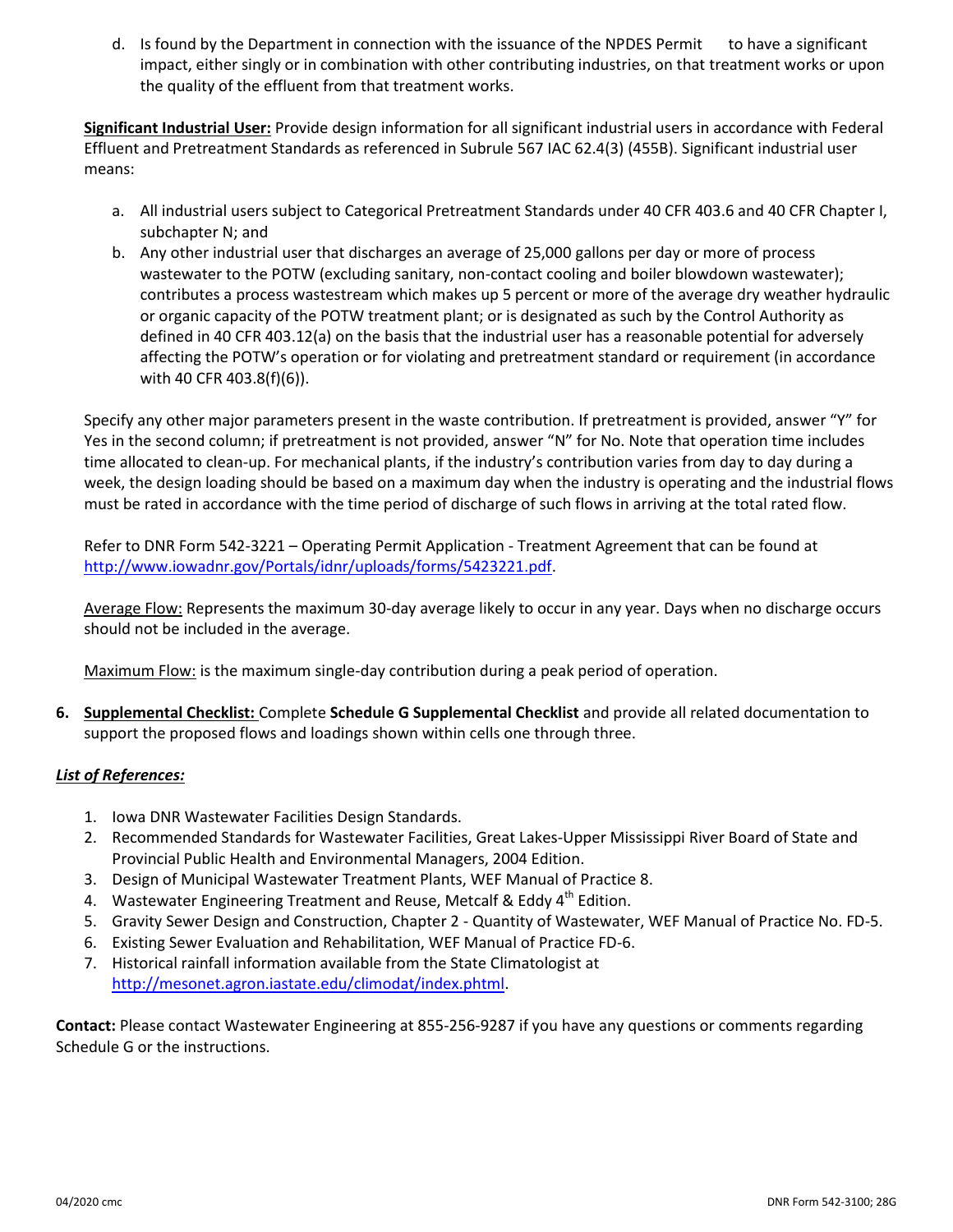d. Is found by the Department in connection with the issuance of the NPDES Permit to have a significant impact, either singly or in combination with other contributing industries, on that treatment works or upon the quality of the effluent from that treatment works.

**Significant Industrial User:** Provide design information for all significant industrial users in accordance with Federal Effluent and Pretreatment Standards as referenced in Subrule 567 IAC 62.4(3) (455B). Significant industrial user means:

a. All industrial users subject to Categorical Pretreatment Standards under 40 CFR 403.6 and 40 CFR Chapter I, subchapter N; and
b. Any other industrial user that discharges an average of 25,000 gallons per day or more of process wastewater to the POTW (excluding sanitary, non-contact cooling and boiler blowdown wastewater); contributes a process wastestream which makes up 5 percent or more of the average dry weather hydraulic or organic capacity of the POTW treatment plant; or is designated as such by the Control Authority as defined in 40 CFR 403.12(a) on the basis that the industrial user has a reasonable potential for adversely affecting the POTW's operation or for violating and pretreatment standard or requirement (in accordance with 40 CFR 403.8(f)(6)).

Specify any other major parameters present in the waste contribution. If pretreatment is provided, answer "Y" for Yes in the second column; if pretreatment is not provided, answer "N" for No. Note that operation time includes time allocated to clean-up. For mechanical plants, if the industry's contribution varies from day to day during a week, the design loading should be based on a maximum day when the industry is operating and the industrial flows must be rated in accordance with the time period of discharge of such flows in arriving at the total rated flow.

Refer to DNR Form 542-3221 – Operating Permit Application - Treatment Agreement that can be found at http://www.iowadnr.gov/Portals/idnr/uploads/forms/5423221.pdf.

Average Flow: Represents the maximum 30-day average likely to occur in any year. Days when no discharge occurs should not be included in the average.

Maximum Flow: is the maximum single-day contribution during a peak period of operation.

6. **Supplemental Checklist:** Complete **Schedule G Supplemental Checklist** and provide all related documentation to support the proposed flows and loadings shown within cells one through three.

***List of References:***

1. Iowa DNR Wastewater Facilities Design Standards.
2. Recommended Standards for Wastewater Facilities, Great Lakes-Upper Mississippi River Board of State and Provincial Public Health and Environmental Managers, 2004 Edition.
3. Design of Municipal Wastewater Treatment Plants, WEF Manual of Practice 8.
4. Wastewater Engineering Treatment and Reuse, Metcalf & Eddy 4th Edition.
5. Gravity Sewer Design and Construction, Chapter 2 - Quantity of Wastewater, WEF Manual of Practice No. FD-5.
6. Existing Sewer Evaluation and Rehabilitation, WEF Manual of Practice FD-6.
7. Historical rainfall information available from the State Climatologist at http://mesonet.agron.iastate.edu/climodat/index.phtml.

**Contact:** Please contact Wastewater Engineering at 855-256-9287 if you have any questions or comments regarding Schedule G or the instructions.